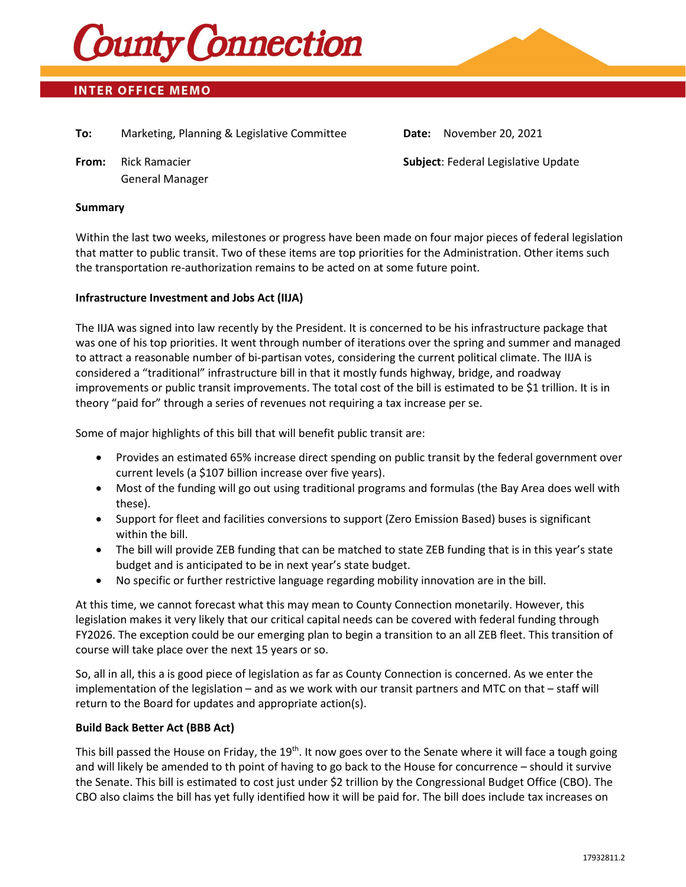# County Connection

## INTER OFFICE MEMO

**To:** Marketing, Planning & Legislative Committee

**Date:** November 20, 2021

**From:** Rick Ramacier
General Manager

**Subject**: Federal Legislative Update

**Summary**

Within the last two weeks, milestones or progress have been made on four major pieces of federal legislation that matter to public transit. Two of these items are top priorities for the Administration. Other items such the transportation re-authorization remains to be acted on at some future point.

**Infrastructure Investment and Jobs Act (IIJA)**

The IIJA was signed into law recently by the President. It is concerned to be his infrastructure package that was one of his top priorities. It went through number of iterations over the spring and summer and managed to attract a reasonable number of bi-partisan votes, considering the current political climate. The IIJA is considered a "traditional" infrastructure bill in that it mostly funds highway, bridge, and roadway improvements or public transit improvements. The total cost of the bill is estimated to be $1 trillion. It is in theory "paid for" through a series of revenues not requiring a tax increase per se.

Some of major highlights of this bill that will benefit public transit are:

- Provides an estimated 65% increase direct spending on public transit by the federal government over current levels (a $107 billion increase over five years).
- Most of the funding will go out using traditional programs and formulas (the Bay Area does well with these).
- Support for fleet and facilities conversions to support (Zero Emission Based) buses is significant within the bill.
- The bill will provide ZEB funding that can be matched to state ZEB funding that is in this year's state budget and is anticipated to be in next year's state budget.
- No specific or further restrictive language regarding mobility innovation are in the bill.

At this time, we cannot forecast what this may mean to County Connection monetarily. However, this legislation makes it very likely that our critical capital needs can be covered with federal funding through FY2026. The exception could be our emerging plan to begin a transition to an all ZEB fleet. This transition of course will take place over the next 15 years or so.

So, all in all, this a is good piece of legislation as far as County Connection is concerned. As we enter the implementation of the legislation – and as we work with our transit partners and MTC on that – staff will return to the Board for updates and appropriate action(s).

**Build Back Better Act (BBB Act)**

This bill passed the House on Friday, the 19th. It now goes over to the Senate where it will face a tough going and will likely be amended to th point of having to go back to the House for concurrence – should it survive the Senate. This bill is estimated to cost just under $2 trillion by the Congressional Budget Office (CBO). The CBO also claims the bill has yet fully identified how it will be paid for. The bill does include tax increases on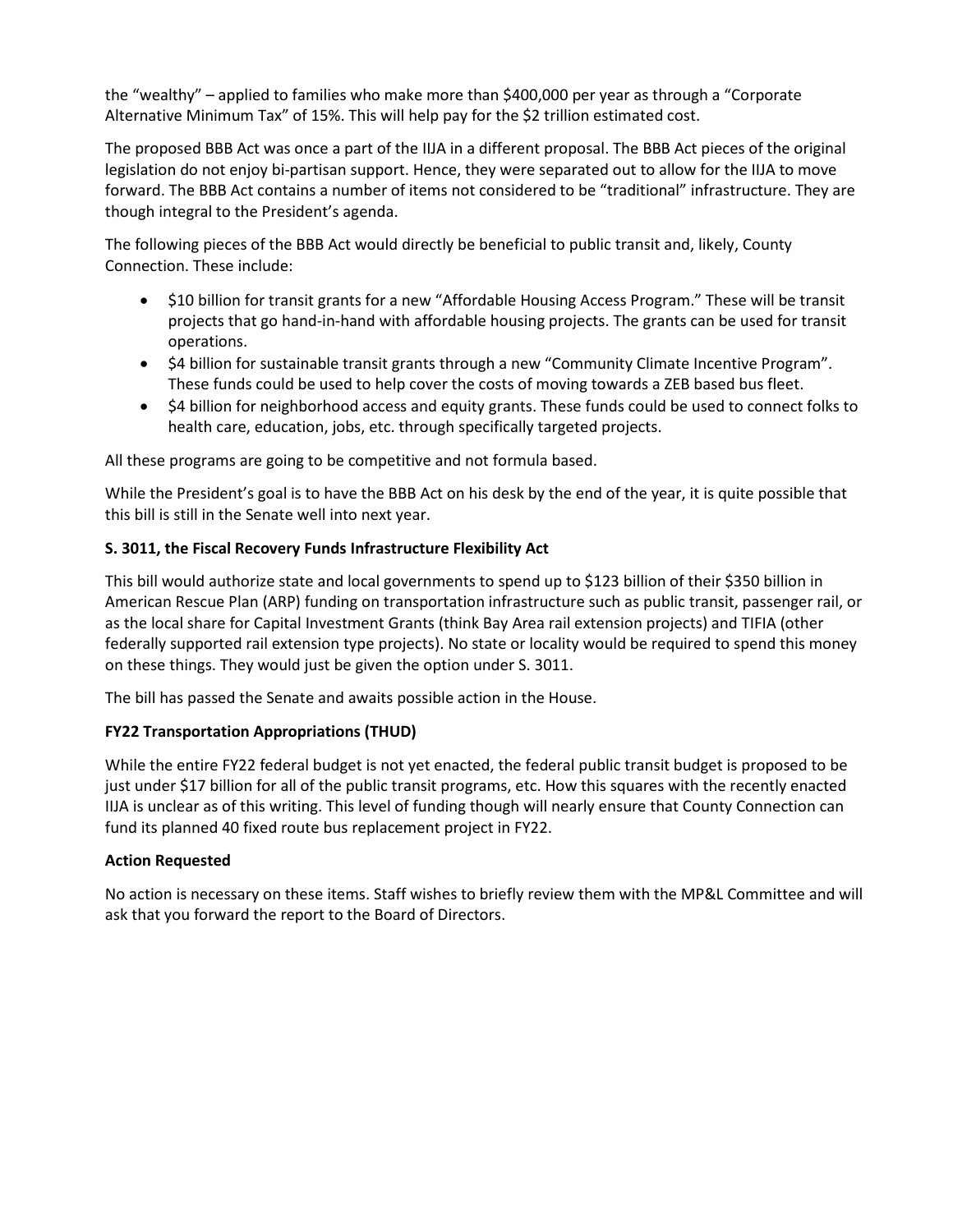the "wealthy" – applied to families who make more than $400,000 per year as through a "Corporate Alternative Minimum Tax" of 15%. This will help pay for the $2 trillion estimated cost.

The proposed BBB Act was once a part of the IIJA in a different proposal. The BBB Act pieces of the original legislation do not enjoy bi-partisan support. Hence, they were separated out to allow for the IIJA to move forward. The BBB Act contains a number of items not considered to be "traditional" infrastructure. They are though integral to the President's agenda.

The following pieces of the BBB Act would directly be beneficial to public transit and, likely, County Connection. These include:

- $10 billion for transit grants for a new "Affordable Housing Access Program." These will be transit projects that go hand-in-hand with affordable housing projects. The grants can be used for transit operations.
- $4 billion for sustainable transit grants through a new "Community Climate Incentive Program". These funds could be used to help cover the costs of moving towards a ZEB based bus fleet.
- $4 billion for neighborhood access and equity grants. These funds could be used to connect folks to health care, education, jobs, etc. through specifically targeted projects.

All these programs are going to be competitive and not formula based.

While the President's goal is to have the BBB Act on his desk by the end of the year, it is quite possible that this bill is still in the Senate well into next year.

**S. 3011, the Fiscal Recovery Funds Infrastructure Flexibility Act**

This bill would authorize state and local governments to spend up to $123 billion of their $350 billion in American Rescue Plan (ARP) funding on transportation infrastructure such as public transit, passenger rail, or as the local share for Capital Investment Grants (think Bay Area rail extension projects) and TIFIA (other federally supported rail extension type projects). No state or locality would be required to spend this money on these things. They would just be given the option under S. 3011.

The bill has passed the Senate and awaits possible action in the House.

**FY22 Transportation Appropriations (THUD)**

While the entire FY22 federal budget is not yet enacted, the federal public transit budget is proposed to be just under $17 billion for all of the public transit programs, etc. How this squares with the recently enacted IIJA is unclear as of this writing. This level of funding though will nearly ensure that County Connection can fund its planned 40 fixed route bus replacement project in FY22.

**Action Requested**

No action is necessary on these items. Staff wishes to briefly review them with the MP&L Committee and will ask that you forward the report to the Board of Directors.